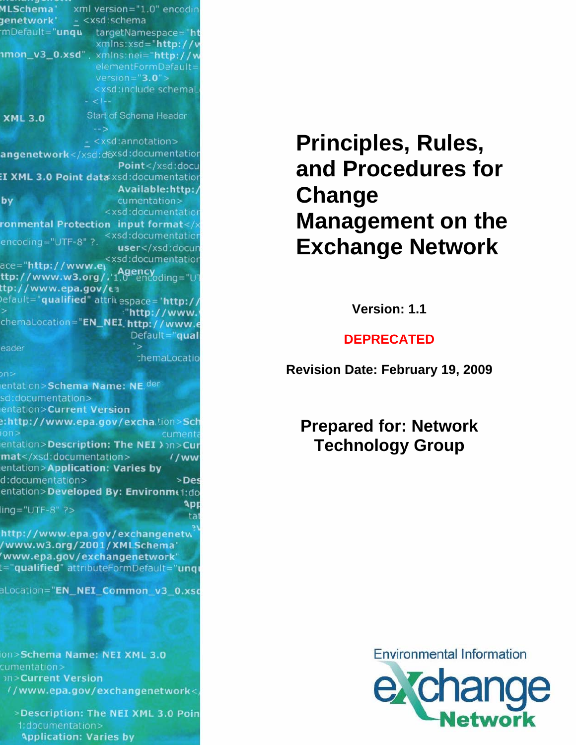# Principles, Rules, and Procedures for Change Management on the Exchange Network

**Version: 1.1**

**DEPRECATED**

**Revision Date: February 19, 2009**

**Prepared for: Network Technology Group**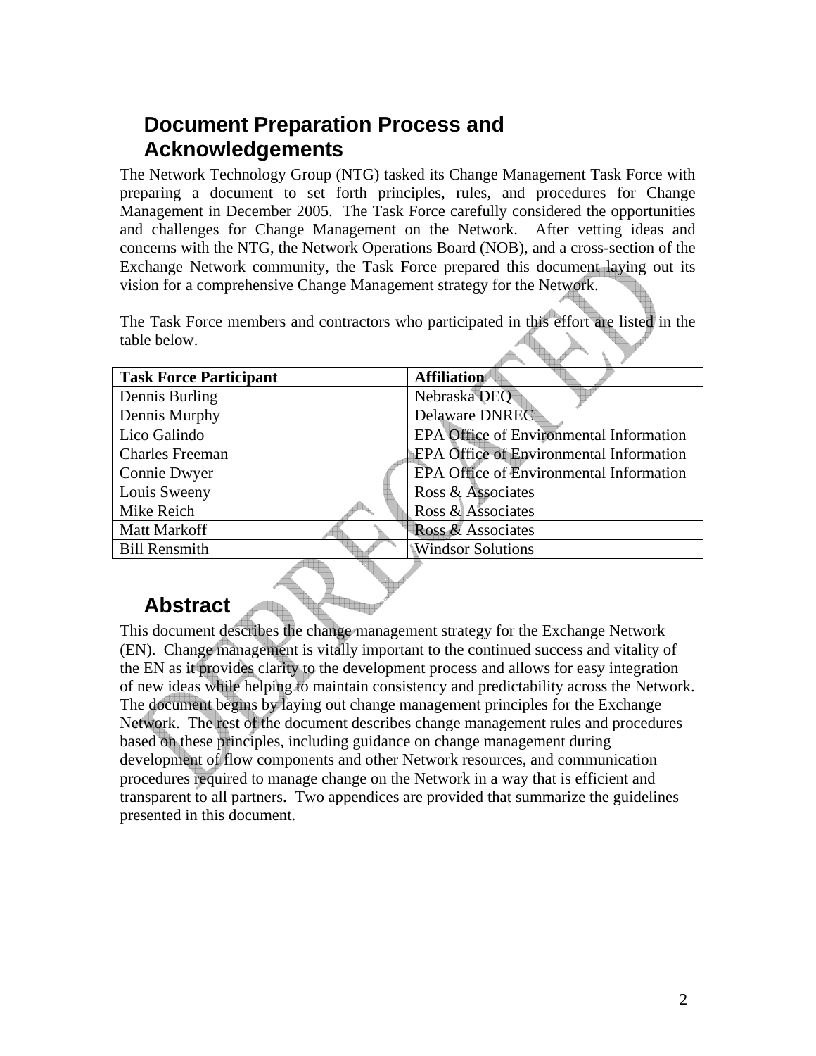## Document Preparation Process and Acknowledgements

The Network Technology Group (NTG) tasked its Change Management Task Force with preparing a document to set forth principles, rules, and procedures for Change Management in December 2005. The Task Force carefully considered the opportunities and challenges for Change Management on the Network. After vetting ideas and concerns with the NTG, the Network Operations Board (NOB), and a cross-section of the Exchange Network community, the Task Force prepared this document laying out its vision for a comprehensive Change Management strategy for the Network.

The Task Force members and contractors who participated in this effort are listed in the table below.

| Task Force Participant | Affiliation |
|---|---|
| Dennis Burling | Nebraska DEQ |
| Dennis Murphy | Delaware DNREC |
| Lico Galindo | EPA Office of Environmental Information |
| Charles Freeman | EPA Office of Environmental Information |
| Connie Dwyer | EPA Office of Environmental Information |
| Louis Sweeny | Ross & Associates |
| Mike Reich | Ross & Associates |
| Matt Markoff | Ross & Associates |
| Bill Rensmith | Windsor Solutions |

## Abstract

This document describes the change management strategy for the Exchange Network (EN). Change management is vitally important to the continued success and vitality of the EN as it provides clarity to the development process and allows for easy integration of new ideas while helping to maintain consistency and predictability across the Network. The document begins by laying out change management principles for the Exchange Network. The rest of the document describes change management rules and procedures based on these principles, including guidance on change management during development of flow components and other Network resources, and communication procedures required to manage change on the Network in a way that is efficient and transparent to all partners. Two appendices are provided that summarize the guidelines presented in this document.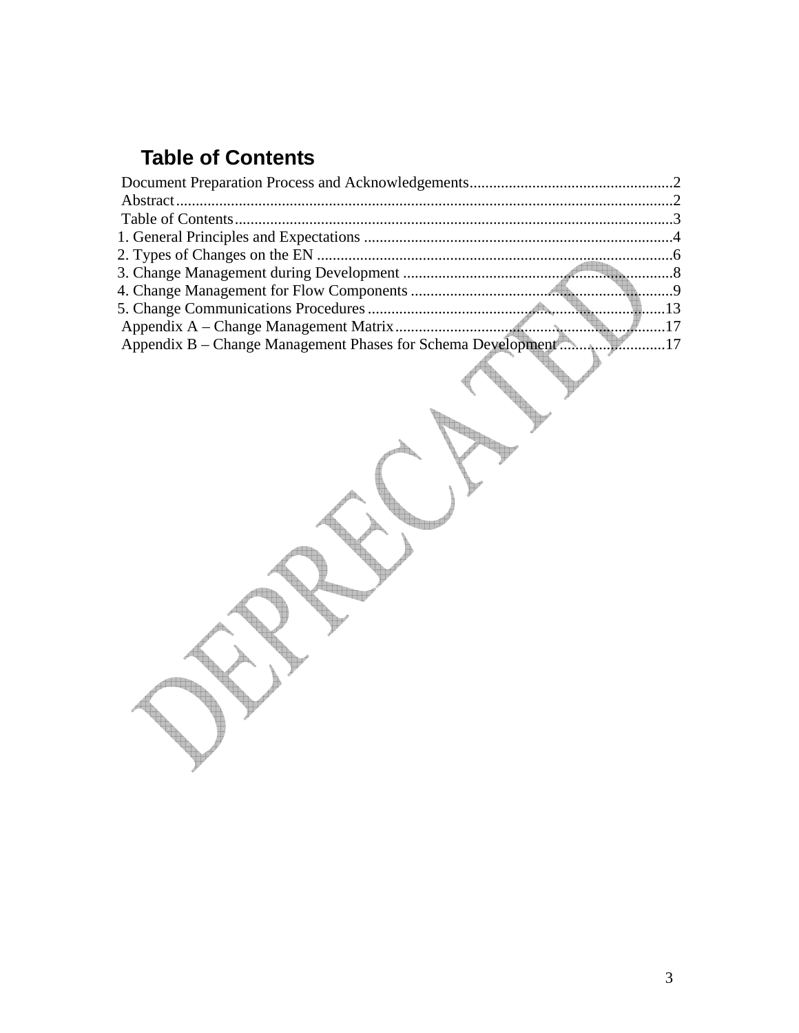# Table of Contents

Document Preparation Process and Acknowledgements....................................................2
Abstract.............................................................................................................................2
Table of Contents...............................................................................................................3
1. General Principles and Expectations ...............................................................................4
2. Types of Changes on the EN ...........................................................................................6
3. Change Management during Development .....................................................................8
4. Change Management for Flow Components ...................................................................9
5. Change Communications Procedures.............................................................................13
Appendix A – Change Management Matrix......................................................................17
Appendix B – Change Management Phases for Schema Development ...........................17

DEPRECATED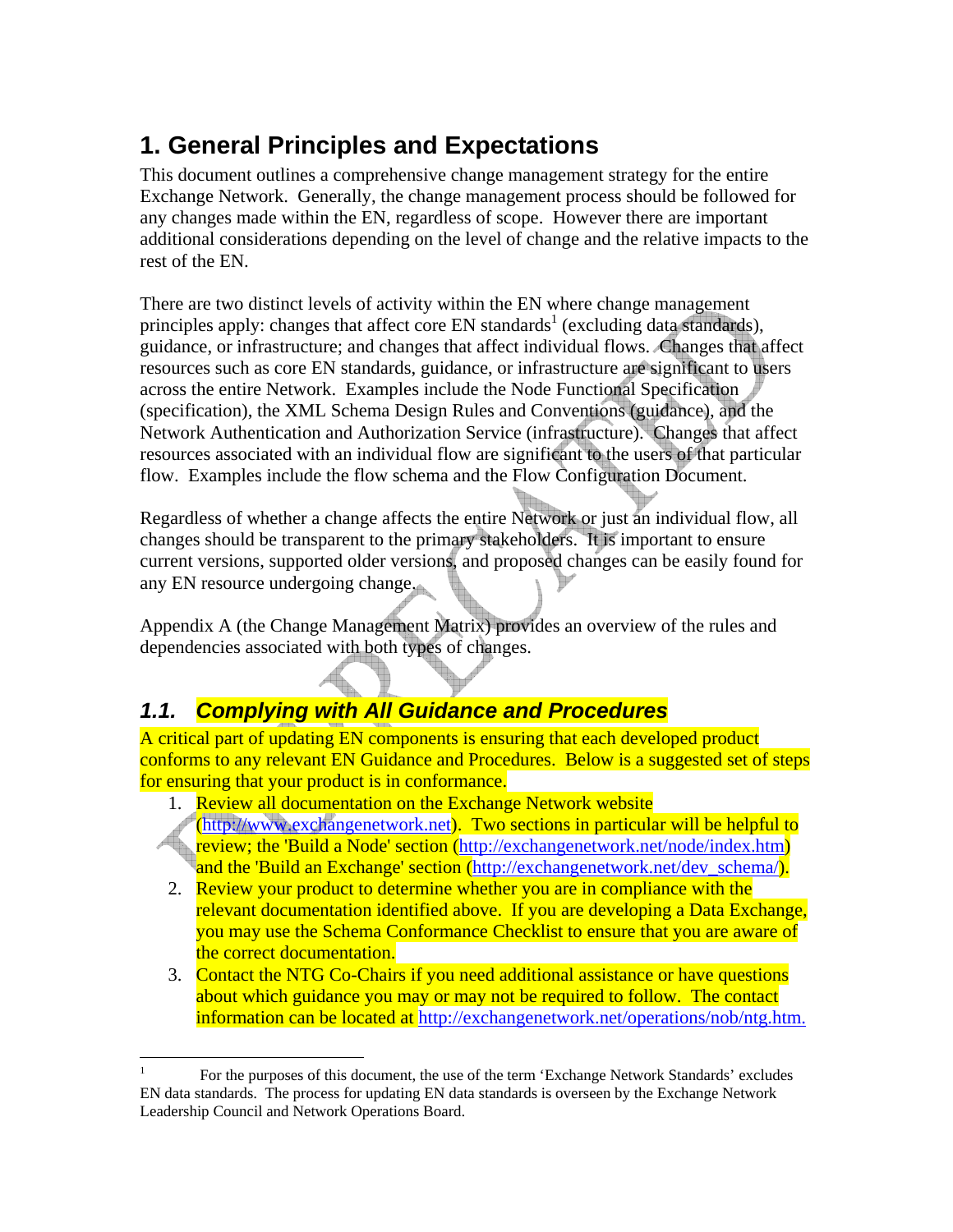# 1. General Principles and Expectations

This document outlines a comprehensive change management strategy for the entire Exchange Network. Generally, the change management process should be followed for any changes made within the EN, regardless of scope. However there are important additional considerations depending on the level of change and the relative impacts to the rest of the EN.

There are two distinct levels of activity within the EN where change management principles apply: changes that affect core EN standards[1] (excluding data standards), guidance, or infrastructure; and changes that affect individual flows. Changes that affect resources such as core EN standards, guidance, or infrastructure are significant to users across the entire Network. Examples include the Node Functional Specification (specification), the XML Schema Design Rules and Conventions (guidance), and the Network Authentication and Authorization Service (infrastructure). Changes that affect resources associated with an individual flow are significant to the users of that particular flow. Examples include the flow schema and the Flow Configuration Document.

Regardless of whether a change affects the entire Network or just an individual flow, all changes should be transparent to the primary stakeholders. It is important to ensure current versions, supported older versions, and proposed changes can be easily found for any EN resource undergoing change.

Appendix A (the Change Management Matrix) provides an overview of the rules and dependencies associated with both types of changes.

## *1.1. Complying with All Guidance and Procedures*

A critical part of updating EN components is ensuring that each developed product conforms to any relevant EN Guidance and Procedures. Below is a suggested set of steps for ensuring that your product is in conformance.

1. Review all documentation on the Exchange Network website (http://www.exchangenetwork.net). Two sections in particular will be helpful to review; the 'Build a Node' section (http://exchangenetwork.net/node/index.htm) and the 'Build an Exchange' section (http://exchangenetwork.net/dev_schema/).
2. Review your product to determine whether you are in compliance with the relevant documentation identified above. If you are developing a Data Exchange, you may use the Schema Conformance Checklist to ensure that you are aware of the correct documentation.
3. Contact the NTG Co-Chairs if you need additional assistance or have questions about which guidance you may or may not be required to follow. The contact information can be located at http://exchangenetwork.net/operations/nob/ntg.htm.

---

[1] For the purposes of this document, the use of the term 'Exchange Network Standards' excludes EN data standards. The process for updating EN data standards is overseen by the Exchange Network Leadership Council and Network Operations Board.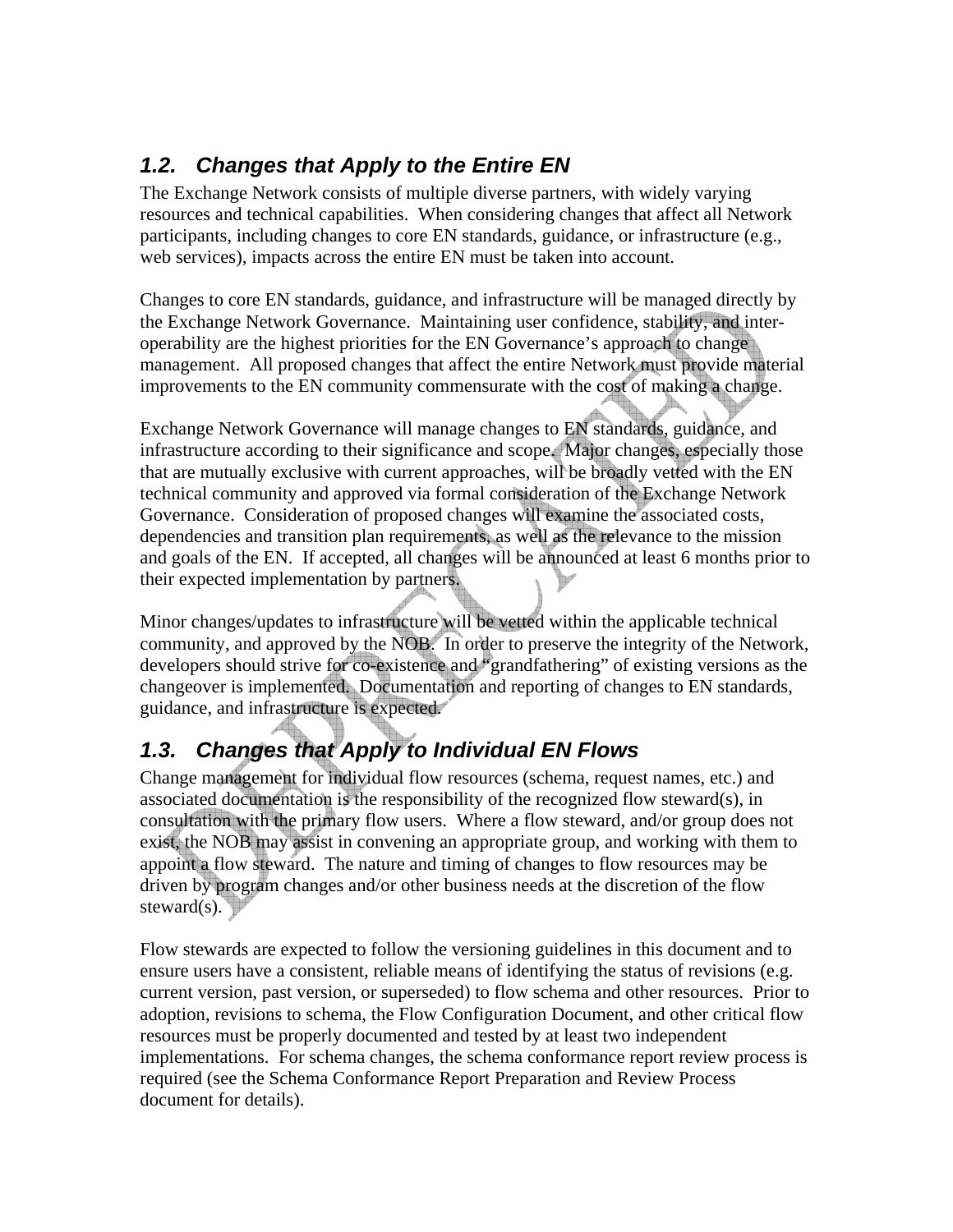## 1.2. Changes that Apply to the Entire EN

The Exchange Network consists of multiple diverse partners, with widely varying resources and technical capabilities. When considering changes that affect all Network participants, including changes to core EN standards, guidance, or infrastructure (e.g., web services), impacts across the entire EN must be taken into account.

Changes to core EN standards, guidance, and infrastructure will be managed directly by the Exchange Network Governance. Maintaining user confidence, stability, and inter-operability are the highest priorities for the EN Governance's approach to change management. All proposed changes that affect the entire Network must provide material improvements to the EN community commensurate with the cost of making a change.

Exchange Network Governance will manage changes to EN standards, guidance, and infrastructure according to their significance and scope. Major changes, especially those that are mutually exclusive with current approaches, will be broadly vetted with the EN technical community and approved via formal consideration of the Exchange Network Governance. Consideration of proposed changes will examine the associated costs, dependencies and transition plan requirements, as well as the relevance to the mission and goals of the EN. If accepted, all changes will be announced at least 6 months prior to their expected implementation by partners.

Minor changes/updates to infrastructure will be vetted within the applicable technical community, and approved by the NOB. In order to preserve the integrity of the Network, developers should strive for co-existence and "grandfathering" of existing versions as the changeover is implemented. Documentation and reporting of changes to EN standards, guidance, and infrastructure is expected.

## 1.3. Changes that Apply to Individual EN Flows

Change management for individual flow resources (schema, request names, etc.) and associated documentation is the responsibility of the recognized flow steward(s), in consultation with the primary flow users. Where a flow steward, and/or group does not exist, the NOB may assist in convening an appropriate group, and working with them to appoint a flow steward. The nature and timing of changes to flow resources may be driven by program changes and/or other business needs at the discretion of the flow steward(s).

Flow stewards are expected to follow the versioning guidelines in this document and to ensure users have a consistent, reliable means of identifying the status of revisions (e.g. current version, past version, or superseded) to flow schema and other resources. Prior to adoption, revisions to schema, the Flow Configuration Document, and other critical flow resources must be properly documented and tested by at least two independent implementations. For schema changes, the schema conformance report review process is required (see the Schema Conformance Report Preparation and Review Process document for details).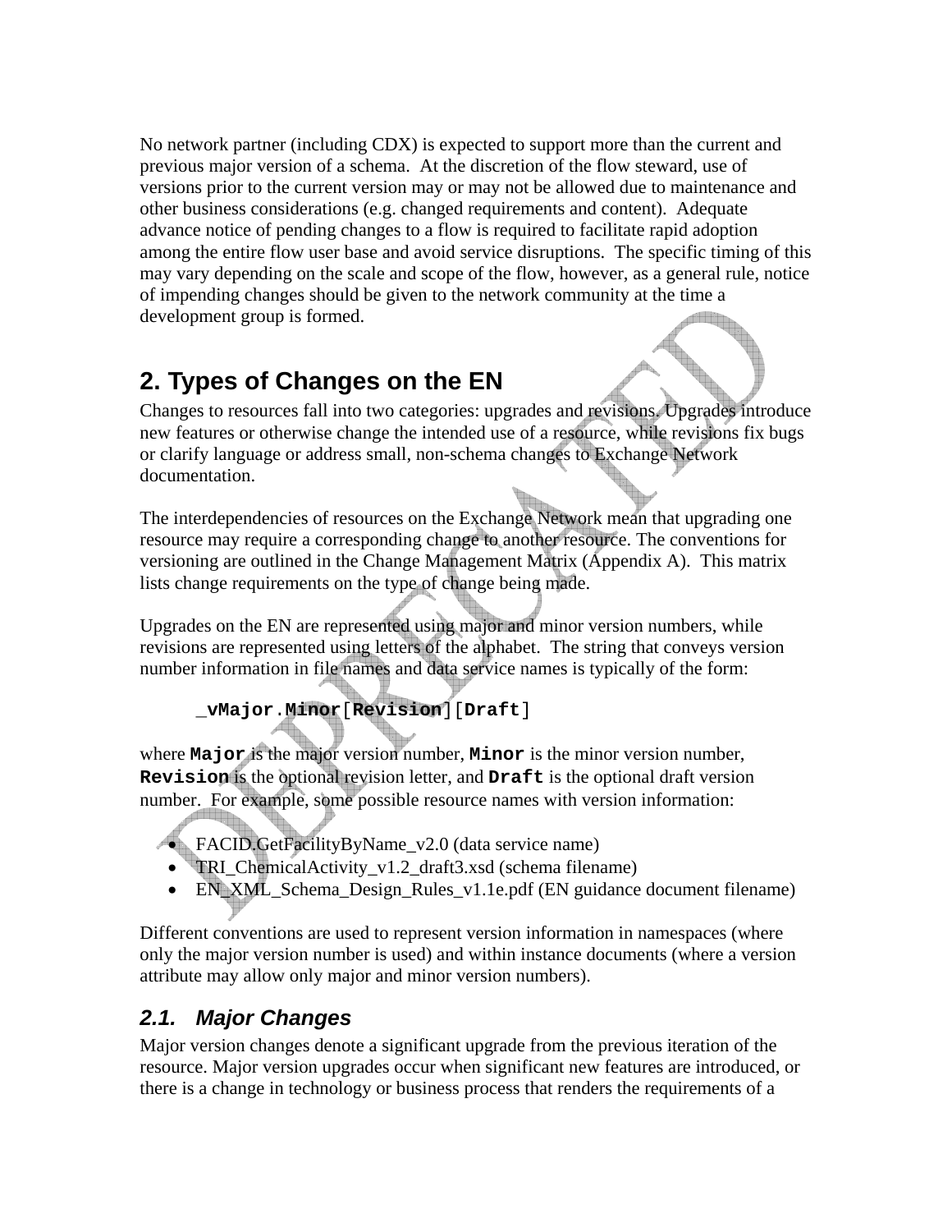No network partner (including CDX) is expected to support more than the current and previous major version of a schema. At the discretion of the flow steward, use of versions prior to the current version may or may not be allowed due to maintenance and other business considerations (e.g. changed requirements and content). Adequate advance notice of pending changes to a flow is required to facilitate rapid adoption among the entire flow user base and avoid service disruptions. The specific timing of this may vary depending on the scale and scope of the flow, however, as a general rule, notice of impending changes should be given to the network community at the time a development group is formed.

# 2. Types of Changes on the EN

Changes to resources fall into two categories: upgrades and revisions. Upgrades introduce new features or otherwise change the intended use of a resource, while revisions fix bugs or clarify language or address small, non-schema changes to Exchange Network documentation.

The interdependencies of resources on the Exchange Network mean that upgrading one resource may require a corresponding change to another resource. The conventions for versioning are outlined in the Change Management Matrix (Appendix A). This matrix lists change requirements on the type of change being made.

Upgrades on the EN are represented using major and minor version numbers, while revisions are represented using letters of the alphabet. The string that conveys version number information in file names and data service names is typically of the form:

```
_vMajor.Minor[Revision][Draft]
```

where **`Major`** is the major version number, **`Minor`** is the minor version number, **`Revision`** is the optional revision letter, and **`Draft`** is the optional draft version number. For example, some possible resource names with version information:

- FACID.GetFacilityByName_v2.0 (data service name)
- TRI_ChemicalActivity_v1.2_draft3.xsd (schema filename)
- EN_XML_Schema_Design_Rules_v1.1e.pdf (EN guidance document filename)

Different conventions are used to represent version information in namespaces (where only the major version number is used) and within instance documents (where a version attribute may allow only major and minor version numbers).

## *2.1. Major Changes*

Major version changes denote a significant upgrade from the previous iteration of the resource. Major version upgrades occur when significant new features are introduced, or there is a change in technology or business process that renders the requirements of a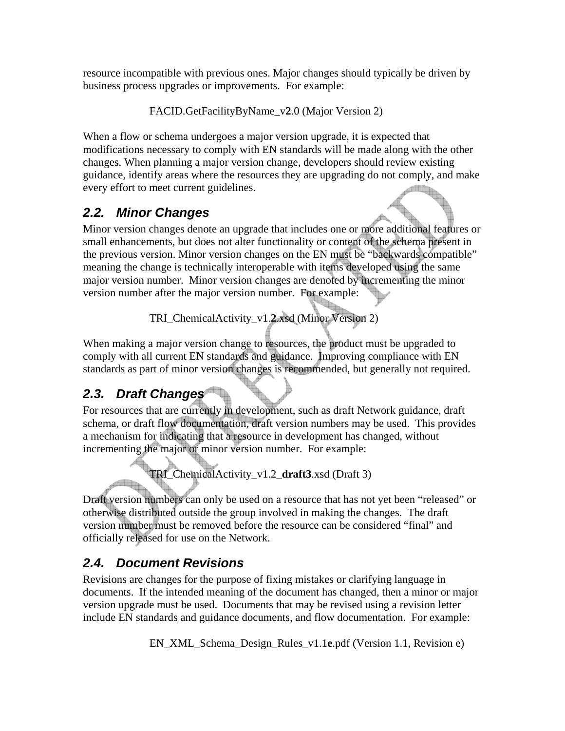resource incompatible with previous ones. Major changes should typically be driven by business process upgrades or improvements. For example:

FACID.GetFacilityByName_v**2**.0 (Major Version 2)

When a flow or schema undergoes a major version upgrade, it is expected that modifications necessary to comply with EN standards will be made along with the other changes. When planning a major version change, developers should review existing guidance, identify areas where the resources they are upgrading do not comply, and make every effort to meet current guidelines.

## *2.2. Minor Changes*

Minor version changes denote an upgrade that includes one or more additional features or small enhancements, but does not alter functionality or content of the schema present in the previous version. Minor version changes on the EN must be "backwards compatible" meaning the change is technically interoperable with items developed using the same major version number. Minor version changes are denoted by incrementing the minor version number after the major version number. For example:

TRI_ChemicalActivity_v1.**2**.xsd (Minor Version 2)

When making a major version change to resources, the product must be upgraded to comply with all current EN standards and guidance. Improving compliance with EN standards as part of minor version changes is recommended, but generally not required.

## *2.3. Draft Changes*

For resources that are currently in development, such as draft Network guidance, draft schema, or draft flow documentation, draft version numbers may be used. This provides a mechanism for indicating that a resource in development has changed, without incrementing the major or minor version number. For example:

TRI_ChemicalActivity_v1.2_**draft3**.xsd (Draft 3)

Draft version numbers can only be used on a resource that has not yet been "released" or otherwise distributed outside the group involved in making the changes. The draft version number must be removed before the resource can be considered "final" and officially released for use on the Network.

## *2.4. Document Revisions*

Revisions are changes for the purpose of fixing mistakes or clarifying language in documents. If the intended meaning of the document has changed, then a minor or major version upgrade must be used. Documents that may be revised using a revision letter include EN standards and guidance documents, and flow documentation. For example:

EN_XML_Schema_Design_Rules_v1.1**e**.pdf (Version 1.1, Revision e)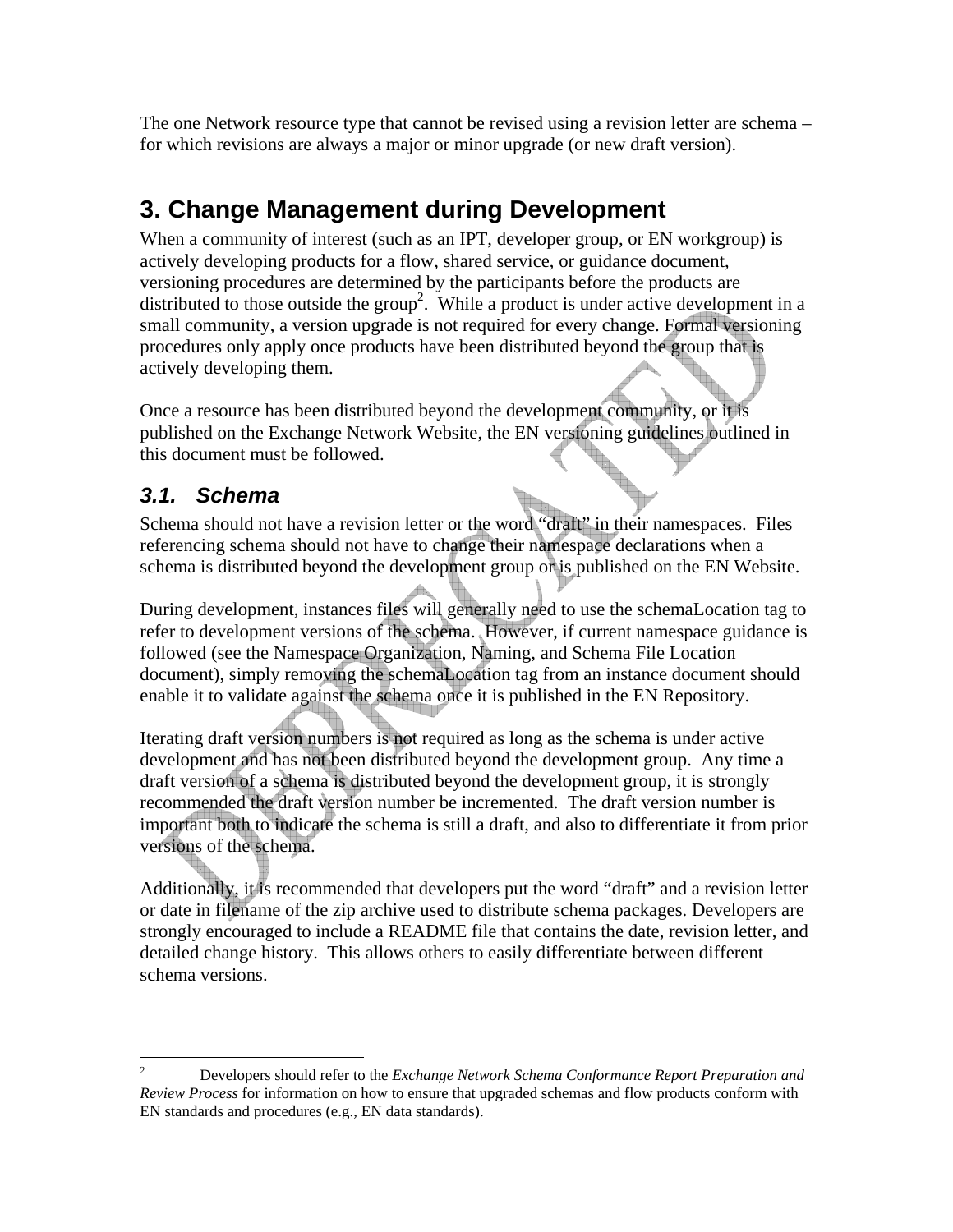The one Network resource type that cannot be revised using a revision letter are schema – for which revisions are always a major or minor upgrade (or new draft version).

# 3. Change Management during Development

When a community of interest (such as an IPT, developer group, or EN workgroup) is actively developing products for a flow, shared service, or guidance document, versioning procedures are determined by the participants before the products are distributed to those outside the group[2]. While a product is under active development in a small community, a version upgrade is not required for every change. Formal versioning procedures only apply once products have been distributed beyond the group that is actively developing them.

Once a resource has been distributed beyond the development community, or it is published on the Exchange Network Website, the EN versioning guidelines outlined in this document must be followed.

## *3.1. Schema*

Schema should not have a revision letter or the word "draft" in their namespaces. Files referencing schema should not have to change their namespace declarations when a schema is distributed beyond the development group or is published on the EN Website.

During development, instances files will generally need to use the schemaLocation tag to refer to development versions of the schema. However, if current namespace guidance is followed (see the Namespace Organization, Naming, and Schema File Location document), simply removing the schemaLocation tag from an instance document should enable it to validate against the schema once it is published in the EN Repository.

Iterating draft version numbers is not required as long as the schema is under active development and has not been distributed beyond the development group. Any time a draft version of a schema is distributed beyond the development group, it is strongly recommended the draft version number be incremented. The draft version number is important both to indicate the schema is still a draft, and also to differentiate it from prior versions of the schema.

Additionally, it is recommended that developers put the word "draft" and a revision letter or date in filename of the zip archive used to distribute schema packages. Developers are strongly encouraged to include a README file that contains the date, revision letter, and detailed change history. This allows others to easily differentiate between different schema versions.

---

[2] Developers should refer to the *Exchange Network Schema Conformance Report Preparation and Review Process* for information on how to ensure that upgraded schemas and flow products conform with EN standards and procedures (e.g., EN data standards).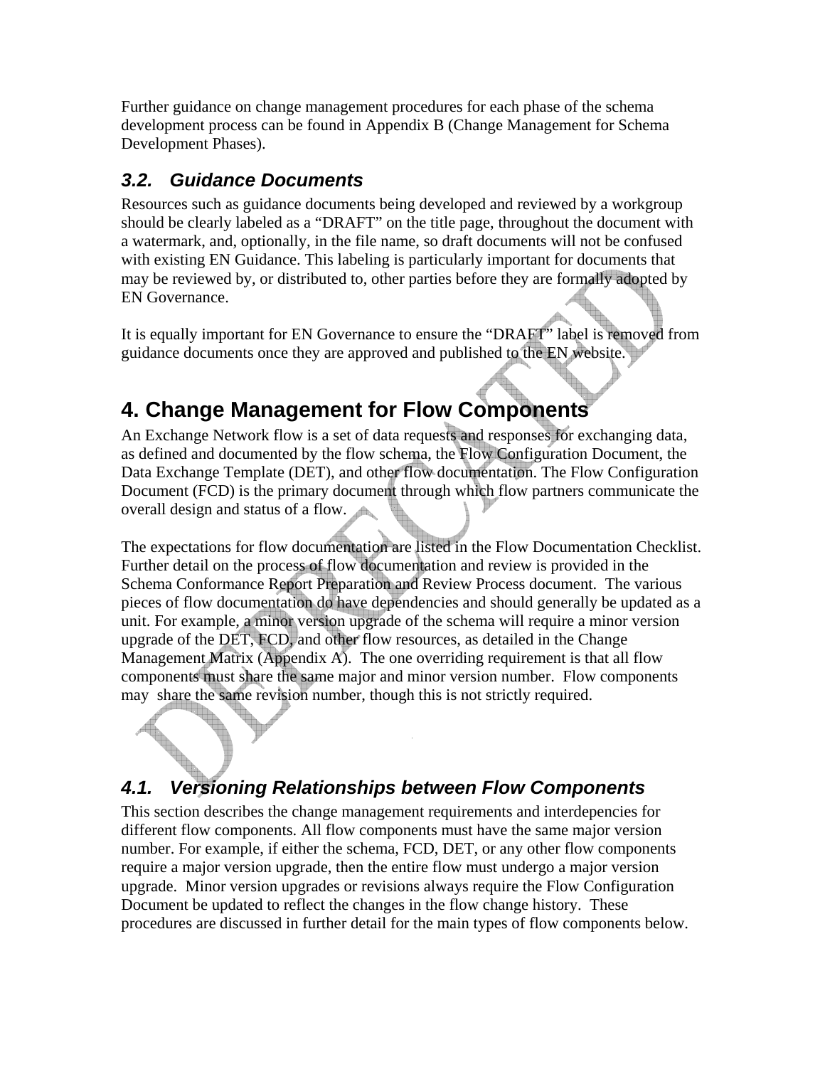Further guidance on change management procedures for each phase of the schema development process can be found in Appendix B (Change Management for Schema Development Phases).

### 3.2. Guidance Documents

Resources such as guidance documents being developed and reviewed by a workgroup should be clearly labeled as a "DRAFT" on the title page, throughout the document with a watermark, and, optionally, in the file name, so draft documents will not be confused with existing EN Guidance. This labeling is particularly important for documents that may be reviewed by, or distributed to, other parties before they are formally adopted by EN Governance.

It is equally important for EN Governance to ensure the "DRAFT" label is removed from guidance documents once they are approved and published to the EN website.

## 4. Change Management for Flow Components

An Exchange Network flow is a set of data requests and responses for exchanging data, as defined and documented by the flow schema, the Flow Configuration Document, the Data Exchange Template (DET), and other flow documentation. The Flow Configuration Document (FCD) is the primary document through which flow partners communicate the overall design and status of a flow.

The expectations for flow documentation are listed in the Flow Documentation Checklist. Further detail on the process of flow documentation and review is provided in the Schema Conformance Report Preparation and Review Process document. The various pieces of flow documentation do have dependencies and should generally be updated as a unit. For example, a minor version upgrade of the schema will require a minor version upgrade of the DET, FCD, and other flow resources, as detailed in the Change Management Matrix (Appendix A). The one overriding requirement is that all flow components must share the same major and minor version number. Flow components may share the same revision number, though this is not strictly required.

### 4.1. Versioning Relationships between Flow Components

This section describes the change management requirements and interdepencies for different flow components. All flow components must have the same major version number. For example, if either the schema, FCD, DET, or any other flow components require a major version upgrade, then the entire flow must undergo a major version upgrade. Minor version upgrades or revisions always require the Flow Configuration Document be updated to reflect the changes in the flow change history. These procedures are discussed in further detail for the main types of flow components below.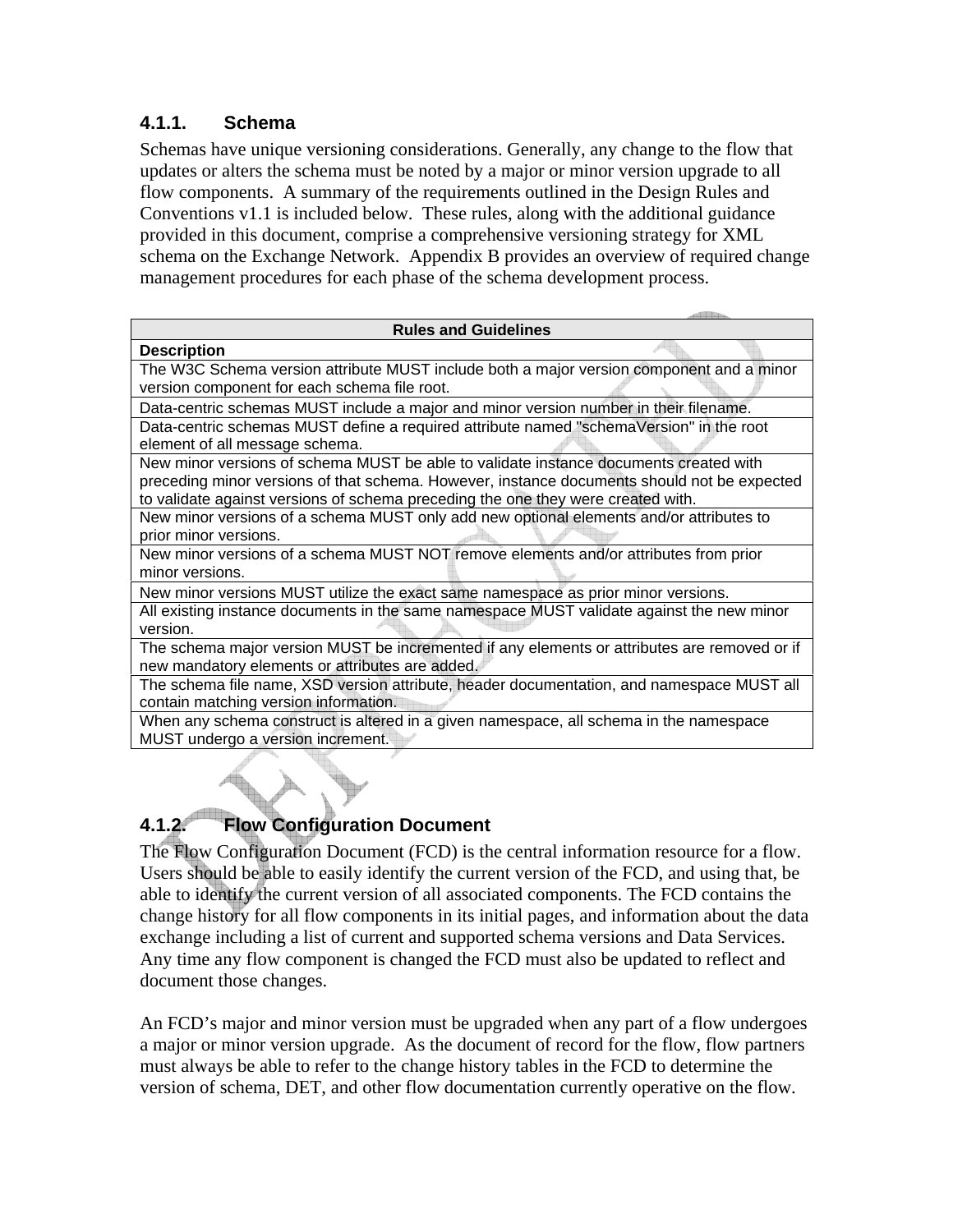### 4.1.1. Schema

Schemas have unique versioning considerations. Generally, any change to the flow that updates or alters the schema must be noted by a major or minor version upgrade to all flow components. A summary of the requirements outlined in the Design Rules and Conventions v1.1 is included below. These rules, along with the additional guidance provided in this document, comprise a comprehensive versioning strategy for XML schema on the Exchange Network. Appendix B provides an overview of required change management procedures for each phase of the schema development process.

| Rules and Guidelines |
|---|
| **Description** |
| The W3C Schema version attribute MUST include both a major version component and a minor version component for each schema file root. |
| Data-centric schemas MUST include a major and minor version number in their filename. |
| Data-centric schemas MUST define a required attribute named "schemaVersion" in the root element of all message schema. |
| New minor versions of schema MUST be able to validate instance documents created with preceding minor versions of that schema. However, instance documents should not be expected to validate against versions of schema preceding the one they were created with. |
| New minor versions of a schema MUST only add new optional elements and/or attributes to prior minor versions. |
| New minor versions of a schema MUST NOT remove elements and/or attributes from prior minor versions. |
| New minor versions MUST utilize the exact same namespace as prior minor versions. |
| All existing instance documents in the same namespace MUST validate against the new minor version. |
| The schema major version MUST be incremented if any elements or attributes are removed or if new mandatory elements or attributes are added. |
| The schema file name, XSD version attribute, header documentation, and namespace MUST all contain matching version information. |
| When any schema construct is altered in a given namespace, all schema in the namespace MUST undergo a version increment. |

### 4.1.2. Flow Configuration Document

The Flow Configuration Document (FCD) is the central information resource for a flow. Users should be able to easily identify the current version of the FCD, and using that, be able to identify the current version of all associated components. The FCD contains the change history for all flow components in its initial pages, and information about the data exchange including a list of current and supported schema versions and Data Services. Any time any flow component is changed the FCD must also be updated to reflect and document those changes.

An FCD's major and minor version must be upgraded when any part of a flow undergoes a major or minor version upgrade. As the document of record for the flow, flow partners must always be able to refer to the change history tables in the FCD to determine the version of schema, DET, and other flow documentation currently operative on the flow.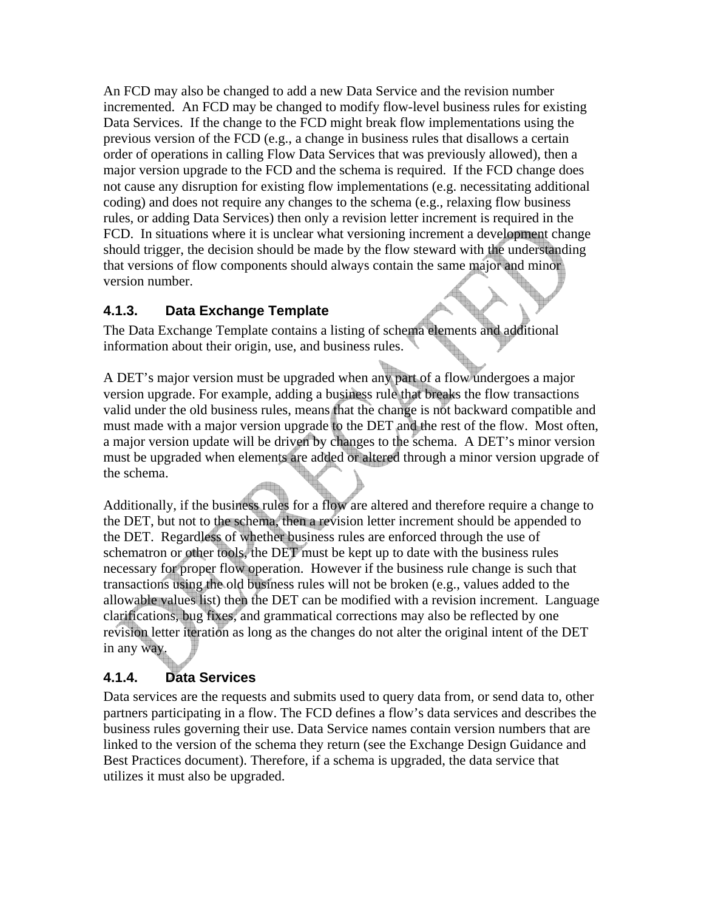An FCD may also be changed to add a new Data Service and the revision number incremented. An FCD may be changed to modify flow-level business rules for existing Data Services. If the change to the FCD might break flow implementations using the previous version of the FCD (e.g., a change in business rules that disallows a certain order of operations in calling Flow Data Services that was previously allowed), then a major version upgrade to the FCD and the schema is required. If the FCD change does not cause any disruption for existing flow implementations (e.g. necessitating additional coding) and does not require any changes to the schema (e.g., relaxing flow business rules, or adding Data Services) then only a revision letter increment is required in the FCD. In situations where it is unclear what versioning increment a development change should trigger, the decision should be made by the flow steward with the understanding that versions of flow components should always contain the same major and minor version number.

### 4.1.3. Data Exchange Template

The Data Exchange Template contains a listing of schema elements and additional information about their origin, use, and business rules.

A DET's major version must be upgraded when any part of a flow undergoes a major version upgrade. For example, adding a business rule that breaks the flow transactions valid under the old business rules, means that the change is not backward compatible and must made with a major version upgrade to the DET and the rest of the flow. Most often, a major version update will be driven by changes to the schema. A DET's minor version must be upgraded when elements are added or altered through a minor version upgrade of the schema.

Additionally, if the business rules for a flow are altered and therefore require a change to the DET, but not to the schema, then a revision letter increment should be appended to the DET. Regardless of whether business rules are enforced through the use of schematron or other tools, the DET must be kept up to date with the business rules necessary for proper flow operation. However if the business rule change is such that transactions using the old business rules will not be broken (e.g., values added to the allowable values list) then the DET can be modified with a revision increment. Language clarifications, bug fixes, and grammatical corrections may also be reflected by one revision letter iteration as long as the changes do not alter the original intent of the DET in any way.

### 4.1.4. Data Services

Data services are the requests and submits used to query data from, or send data to, other partners participating in a flow. The FCD defines a flow's data services and describes the business rules governing their use. Data Service names contain version numbers that are linked to the version of the schema they return (see the Exchange Design Guidance and Best Practices document). Therefore, if a schema is upgraded, the data service that utilizes it must also be upgraded.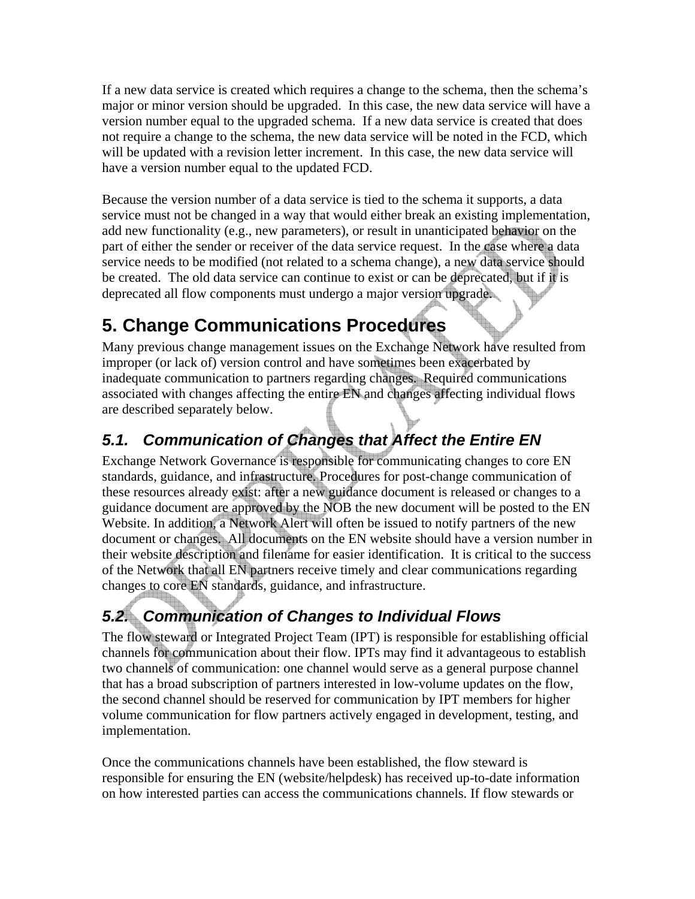If a new data service is created which requires a change to the schema, then the schema's major or minor version should be upgraded. In this case, the new data service will have a version number equal to the upgraded schema. If a new data service is created that does not require a change to the schema, the new data service will be noted in the FCD, which will be updated with a revision letter increment. In this case, the new data service will have a version number equal to the updated FCD.

Because the version number of a data service is tied to the schema it supports, a data service must not be changed in a way that would either break an existing implementation, add new functionality (e.g., new parameters), or result in unanticipated behavior on the part of either the sender or receiver of the data service request. In the case where a data service needs to be modified (not related to a schema change), a new data service should be created. The old data service can continue to exist or can be deprecated, but if it is deprecated all flow components must undergo a major version upgrade.

# 5. Change Communications Procedures

Many previous change management issues on the Exchange Network have resulted from improper (or lack of) version control and have sometimes been exacerbated by inadequate communication to partners regarding changes. Required communications associated with changes affecting the entire EN and changes affecting individual flows are described separately below.

## *5.1. Communication of Changes that Affect the Entire EN*

Exchange Network Governance is responsible for communicating changes to core EN standards, guidance, and infrastructure. Procedures for post-change communication of these resources already exist: after a new guidance document is released or changes to a guidance document are approved by the NOB the new document will be posted to the EN Website. In addition, a Network Alert will often be issued to notify partners of the new document or changes. All documents on the EN website should have a version number in their website description and filename for easier identification. It is critical to the success of the Network that all EN partners receive timely and clear communications regarding changes to core EN standards, guidance, and infrastructure.

## *5.2. Communication of Changes to Individual Flows*

The flow steward or Integrated Project Team (IPT) is responsible for establishing official channels for communication about their flow. IPTs may find it advantageous to establish two channels of communication: one channel would serve as a general purpose channel that has a broad subscription of partners interested in low-volume updates on the flow, the second channel should be reserved for communication by IPT members for higher volume communication for flow partners actively engaged in development, testing, and implementation.

Once the communications channels have been established, the flow steward is responsible for ensuring the EN (website/helpdesk) has received up-to-date information on how interested parties can access the communications channels. If flow stewards or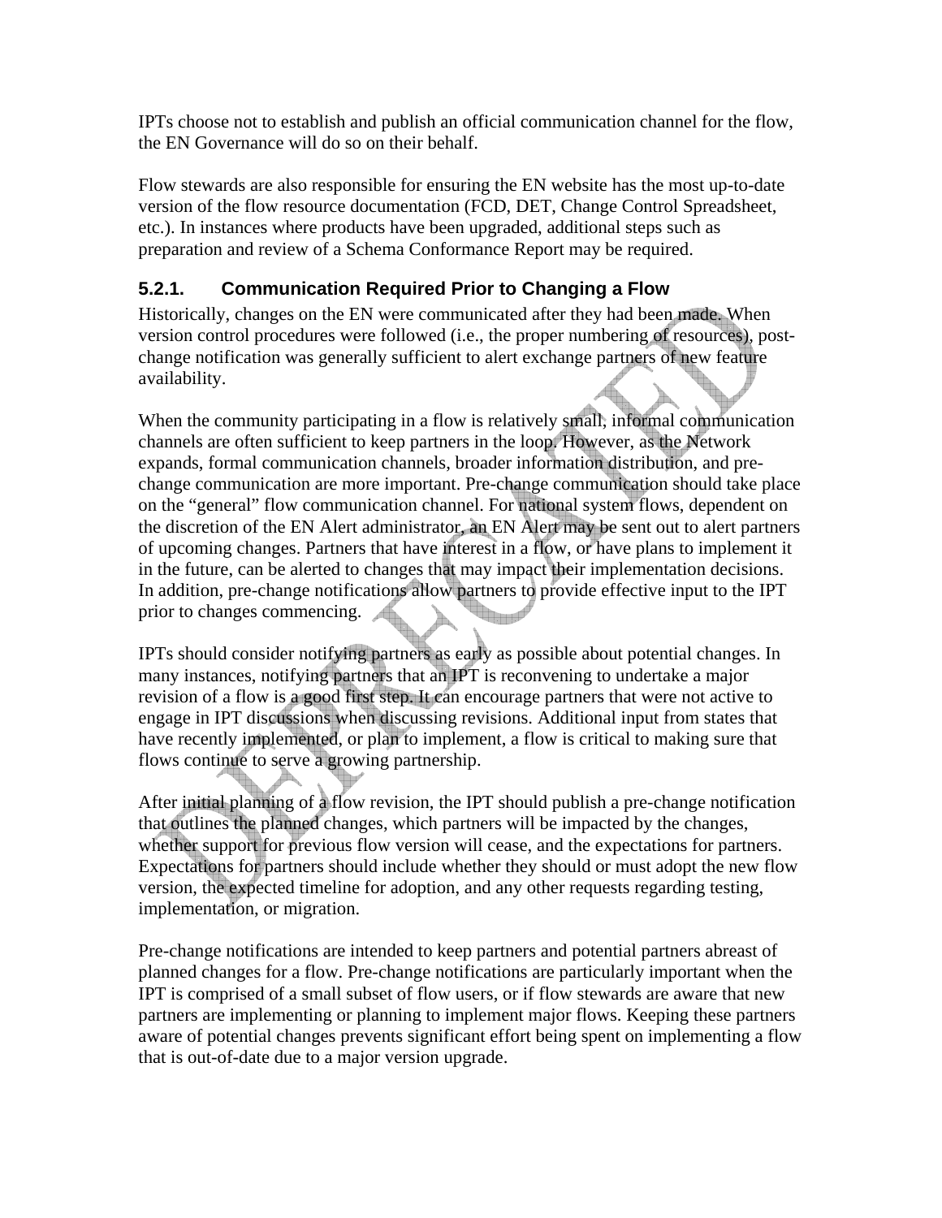IPTs choose not to establish and publish an official communication channel for the flow, the EN Governance will do so on their behalf.

Flow stewards are also responsible for ensuring the EN website has the most up-to-date version of the flow resource documentation (FCD, DET, Change Control Spreadsheet, etc.). In instances where products have been upgraded, additional steps such as preparation and review of a Schema Conformance Report may be required.

### 5.2.1. Communication Required Prior to Changing a Flow

Historically, changes on the EN were communicated after they had been made. When version control procedures were followed (i.e., the proper numbering of resources), post-change notification was generally sufficient to alert exchange partners of new feature availability.

When the community participating in a flow is relatively small, informal communication channels are often sufficient to keep partners in the loop. However, as the Network expands, formal communication channels, broader information distribution, and pre-change communication are more important. Pre-change communication should take place on the "general" flow communication channel. For national system flows, dependent on the discretion of the EN Alert administrator, an EN Alert may be sent out to alert partners of upcoming changes. Partners that have interest in a flow, or have plans to implement it in the future, can be alerted to changes that may impact their implementation decisions. In addition, pre-change notifications allow partners to provide effective input to the IPT prior to changes commencing.

IPTs should consider notifying partners as early as possible about potential changes. In many instances, notifying partners that an IPT is reconvening to undertake a major revision of a flow is a good first step. It can encourage partners that were not active to engage in IPT discussions when discussing revisions. Additional input from states that have recently implemented, or plan to implement, a flow is critical to making sure that flows continue to serve a growing partnership.

After initial planning of a flow revision, the IPT should publish a pre-change notification that outlines the planned changes, which partners will be impacted by the changes, whether support for previous flow version will cease, and the expectations for partners. Expectations for partners should include whether they should or must adopt the new flow version, the expected timeline for adoption, and any other requests regarding testing, implementation, or migration.

Pre-change notifications are intended to keep partners and potential partners abreast of planned changes for a flow. Pre-change notifications are particularly important when the IPT is comprised of a small subset of flow users, or if flow stewards are aware that new partners are implementing or planning to implement major flows. Keeping these partners aware of potential changes prevents significant effort being spent on implementing a flow that is out-of-date due to a major version upgrade.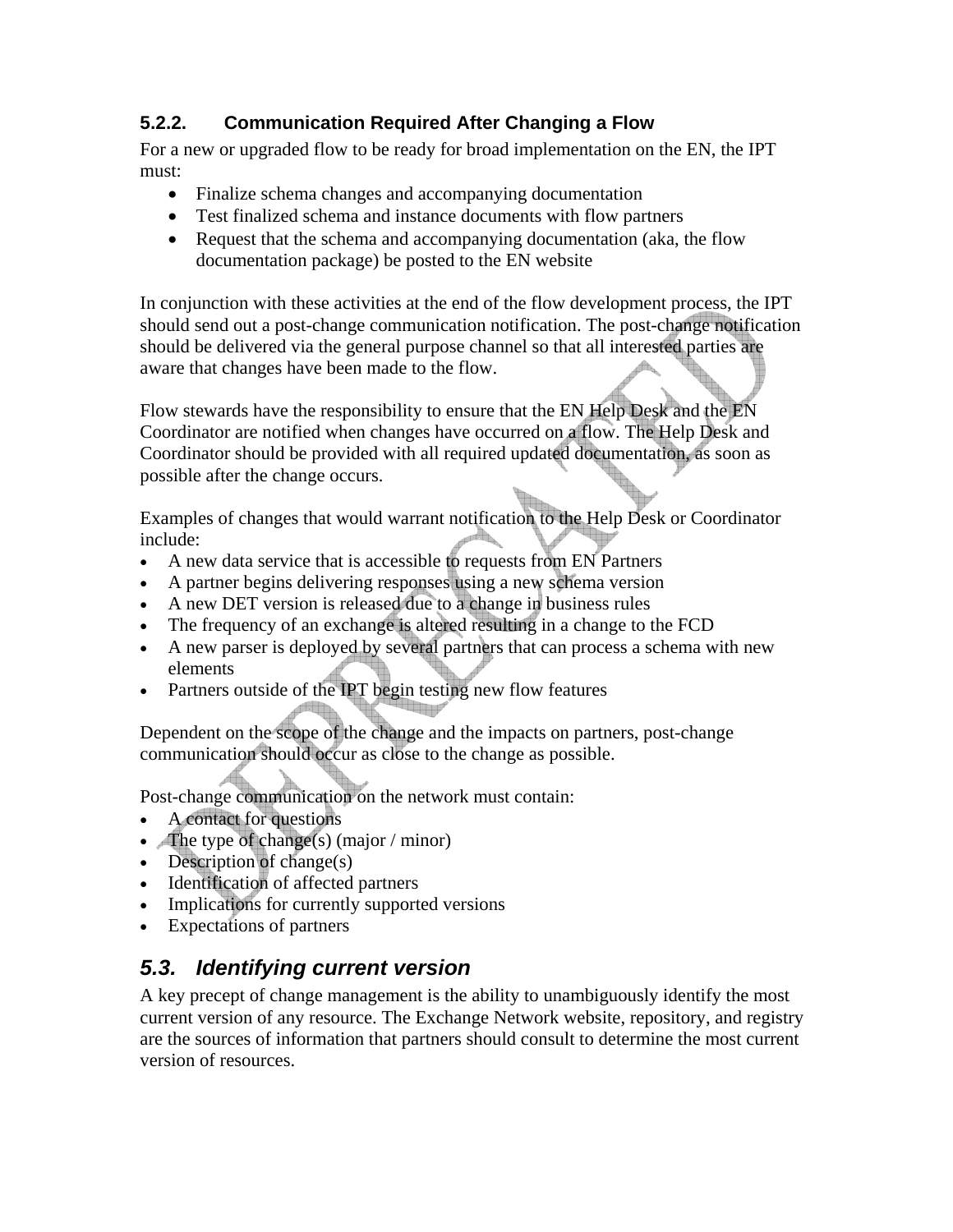### 5.2.2. Communication Required After Changing a Flow

For a new or upgraded flow to be ready for broad implementation on the EN, the IPT must:

- Finalize schema changes and accompanying documentation
- Test finalized schema and instance documents with flow partners
- Request that the schema and accompanying documentation (aka, the flow documentation package) be posted to the EN website

In conjunction with these activities at the end of the flow development process, the IPT should send out a post-change communication notification. The post-change notification should be delivered via the general purpose channel so that all interested parties are aware that changes have been made to the flow.

Flow stewards have the responsibility to ensure that the EN Help Desk and the EN Coordinator are notified when changes have occurred on a flow. The Help Desk and Coordinator should be provided with all required updated documentation, as soon as possible after the change occurs.

Examples of changes that would warrant notification to the Help Desk or Coordinator include:

- A new data service that is accessible to requests from EN Partners
- A partner begins delivering responses using a new schema version
- A new DET version is released due to a change in business rules
- The frequency of an exchange is altered resulting in a change to the FCD
- A new parser is deployed by several partners that can process a schema with new elements
- Partners outside of the IPT begin testing new flow features

Dependent on the scope of the change and the impacts on partners, post-change communication should occur as close to the change as possible.

Post-change communication on the network must contain:

- A contact for questions
- The type of change(s) (major / minor)
- Description of change(s)
- Identification of affected partners
- Implications for currently supported versions
- Expectations of partners

## *5.3. Identifying current version*

A key precept of change management is the ability to unambiguously identify the most current version of any resource. The Exchange Network website, repository, and registry are the sources of information that partners should consult to determine the most current version of resources.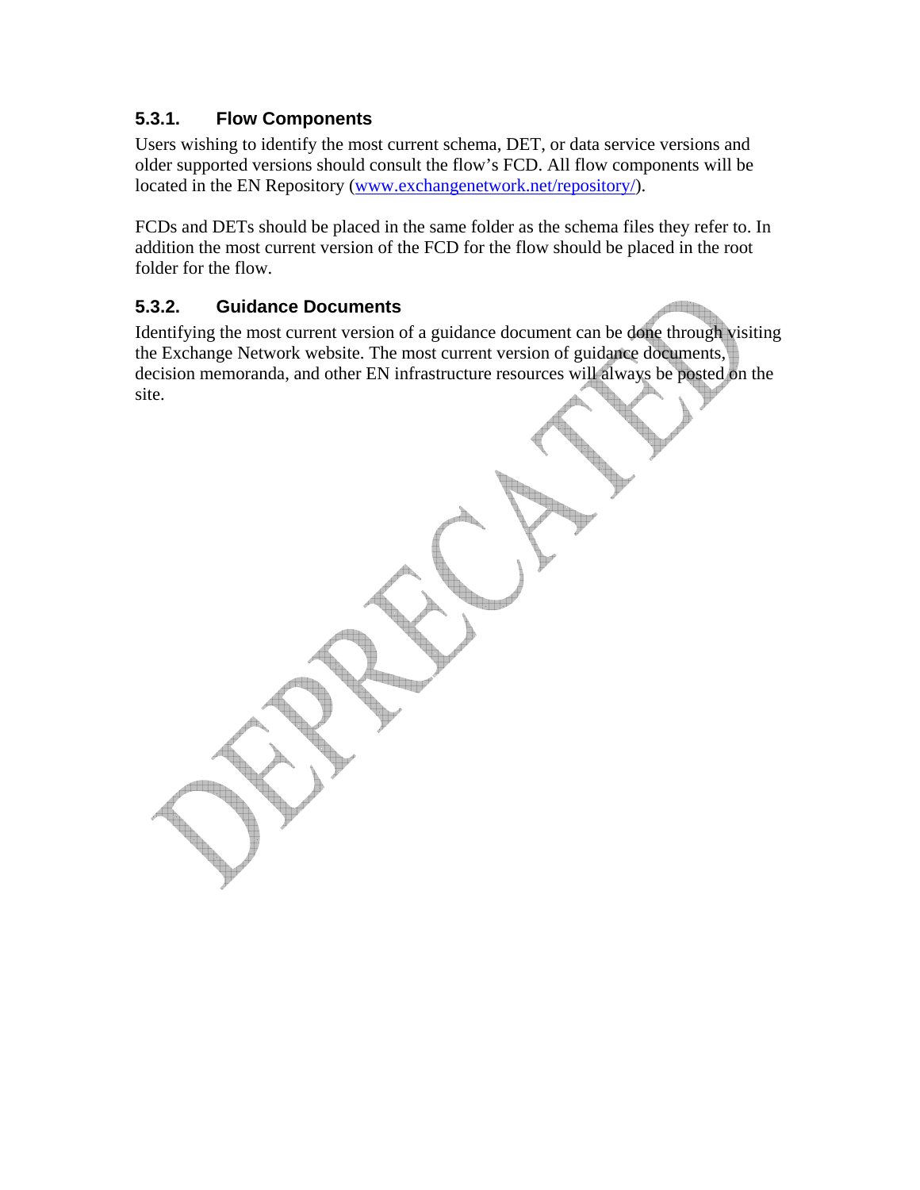### 5.3.1. Flow Components

Users wishing to identify the most current schema, DET, or data service versions and older supported versions should consult the flow's FCD. All flow components will be located in the EN Repository (www.exchangenetwork.net/repository/).

FCDs and DETs should be placed in the same folder as the schema files they refer to. In addition the most current version of the FCD for the flow should be placed in the root folder for the flow.

### 5.3.2. Guidance Documents

Identifying the most current version of a guidance document can be done through visiting the Exchange Network website. The most current version of guidance documents, decision memoranda, and other EN infrastructure resources will always be posted on the site.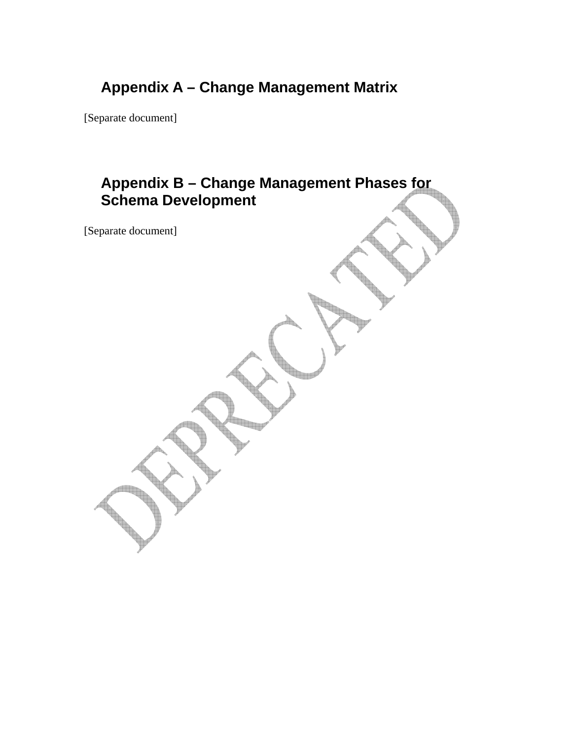## Appendix A – Change Management Matrix

[Separate document]

## Appendix B – Change Management Phases for Schema Development

[Separate document]

DEPRECATED